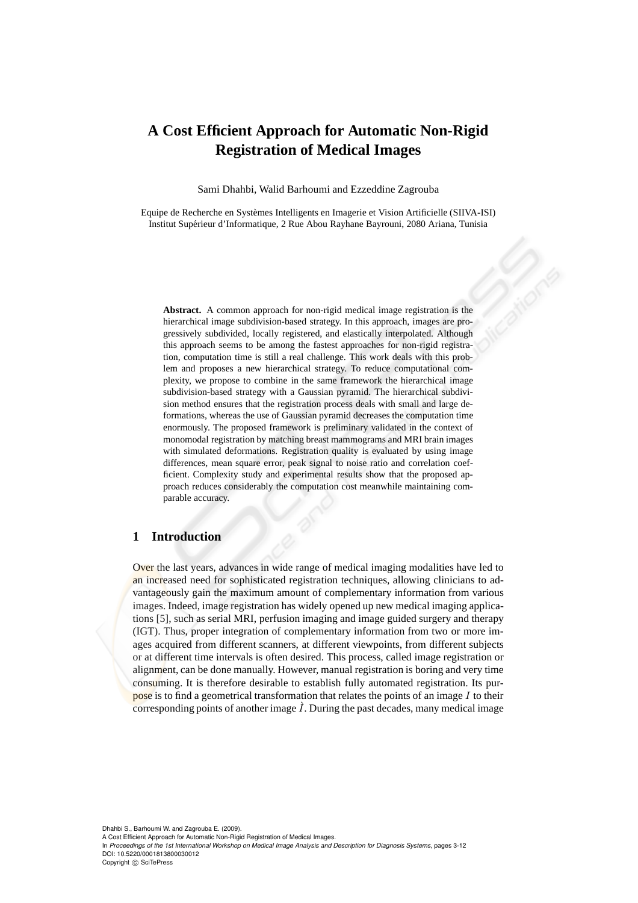# A Cost Efficient Approach for Automatic Non-Rigid Registration of Medical Images

Sami Dhahbi, Walid Barhoumi and Ezzeddine Zagrouba

Equipe de Recherche en Systèmes Intelligents en Imagerie et Vision Artificielle (SIIVA-ISI)
Institut Supérieur d'Informatique, 2 Rue Abou Rayhane Bayrouni, 2080 Ariana, Tunisia

**Abstract.** A common approach for non-rigid medical image registration is the hierarchical image subdivision-based strategy. In this approach, images are progressively subdivided, locally registered, and elastically interpolated. Although this approach seems to be among the fastest approaches for non-rigid registration, computation time is still a real challenge. This work deals with this problem and proposes a new hierarchical strategy. To reduce computational complexity, we propose to combine in the same framework the hierarchical image subdivision-based strategy with a Gaussian pyramid. The hierarchical subdivision method ensures that the registration process deals with small and large deformations, whereas the use of Gaussian pyramid decreases the computation time enormously. The proposed framework is preliminary validated in the context of monomodal registration by matching breast mammograms and MRI brain images with simulated deformations. Registration quality is evaluated by using image differences, mean square error, peak signal to noise ratio and correlation coefficient. Complexity study and experimental results show that the proposed approach reduces considerably the computation cost meanwhile maintaining comparable accuracy.

## 1 Introduction

Over the last years, advances in wide range of medical imaging modalities have led to an increased need for sophisticated registration techniques, allowing clinicians to advantageously gain the maximum amount of complementary information from various images. Indeed, image registration has widely opened up new medical imaging applications [5], such as serial MRI, perfusion imaging and image guided surgery and therapy (IGT). Thus, proper integration of complementary information from two or more images acquired from different scanners, at different viewpoints, from different subjects or at different time intervals is often desired. This process, called image registration or alignment, can be done manually. However, manual registration is boring and very time consuming. It is therefore desirable to establish fully automated registration. Its purpose is to find a geometrical transformation that relates the points of an image $I$ to their corresponding points of another image $\grave{I}$. During the past decades, many medical image

Dhahbi S., Barhoumi W. and Zagrouba E. (2009).
A Cost Efficient Approach for Automatic Non-Rigid Registration of Medical Images.
In *Proceedings of the 1st International Workshop on Medical Image Analysis and Description for Diagnosis Systems*, pages 3-12
DOI: 10.5220/0001813800030012
Copyright © SciTePress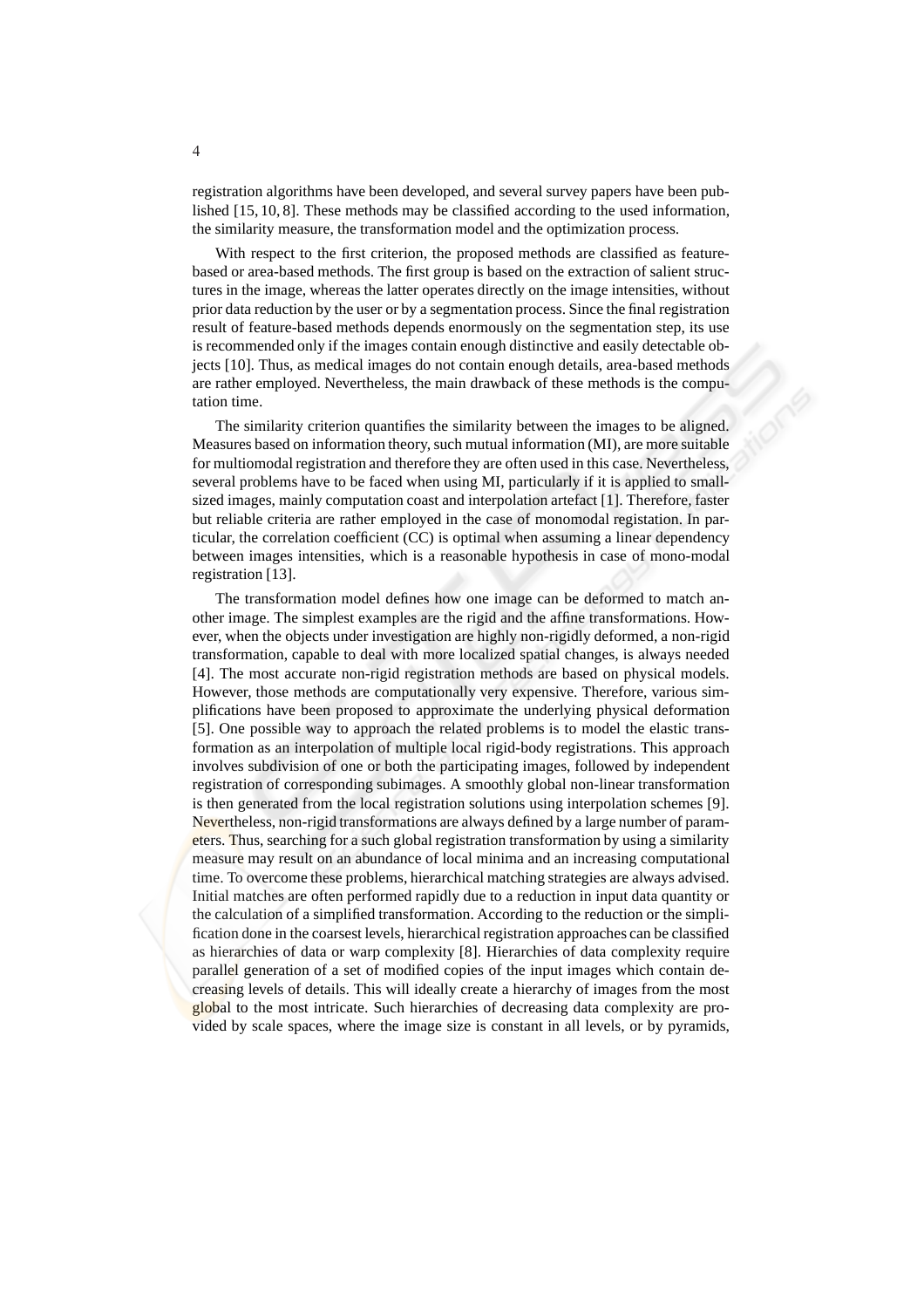registration algorithms have been developed, and several survey papers have been published [15, 10, 8]. These methods may be classified according to the used information, the similarity measure, the transformation model and the optimization process.

With respect to the first criterion, the proposed methods are classified as feature-based or area-based methods. The first group is based on the extraction of salient structures in the image, whereas the latter operates directly on the image intensities, without prior data reduction by the user or by a segmentation process. Since the final registration result of feature-based methods depends enormously on the segmentation step, its use is recommended only if the images contain enough distinctive and easily detectable objects [10]. Thus, as medical images do not contain enough details, area-based methods are rather employed. Nevertheless, the main drawback of these methods is the computation time.

The similarity criterion quantifies the similarity between the images to be aligned. Measures based on information theory, such mutual information (MI), are more suitable for multiomodal registration and therefore they are often used in this case. Nevertheless, several problems have to be faced when using MI, particularly if it is applied to small-sized images, mainly computation coast and interpolation artefact [1]. Therefore, faster but reliable criteria are rather employed in the case of monomodal registation. In particular, the correlation coefficient (CC) is optimal when assuming a linear dependency between images intensities, which is a reasonable hypothesis in case of mono-modal registration [13].

The transformation model defines how one image can be deformed to match another image. The simplest examples are the rigid and the affine transformations. However, when the objects under investigation are highly non-rigidly deformed, a non-rigid transformation, capable to deal with more localized spatial changes, is always needed [4]. The most accurate non-rigid registration methods are based on physical models. However, those methods are computationally very expensive. Therefore, various simplifications have been proposed to approximate the underlying physical deformation [5]. One possible way to approach the related problems is to model the elastic transformation as an interpolation of multiple local rigid-body registrations. This approach involves subdivision of one or both the participating images, followed by independent registration of corresponding subimages. A smoothly global non-linear transformation is then generated from the local registration solutions using interpolation schemes [9]. Nevertheless, non-rigid transformations are always defined by a large number of parameters. Thus, searching for a such global registration transformation by using a similarity measure may result on an abundance of local minima and an increasing computational time. To overcome these problems, hierarchical matching strategies are always advised. Initial matches are often performed rapidly due to a reduction in input data quantity or the calculation of a simplified transformation. According to the reduction or the simplification done in the coarsest levels, hierarchical registration approaches can be classified as hierarchies of data or warp complexity [8]. Hierarchies of data complexity require parallel generation of a set of modified copies of the input images which contain decreasing levels of details. This will ideally create a hierarchy of images from the most global to the most intricate. Such hierarchies of decreasing data complexity are provided by scale spaces, where the image size is constant in all levels, or by pyramids,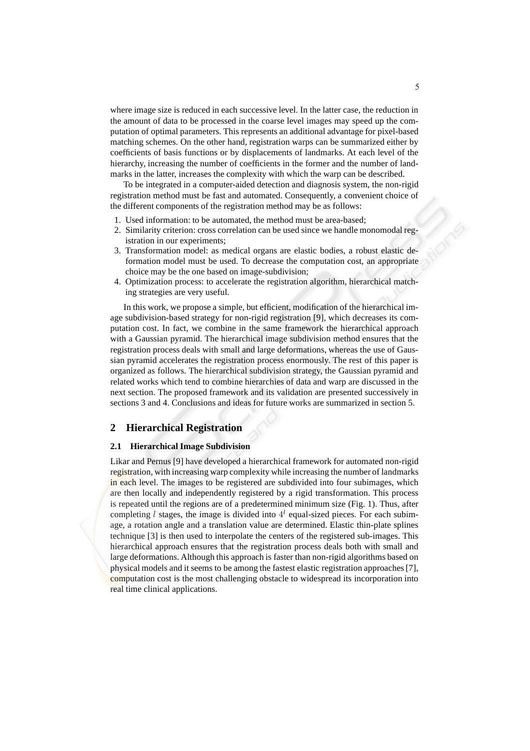where image size is reduced in each successive level. In the latter case, the reduction in the amount of data to be processed in the coarse level images may speed up the computation of optimal parameters. This represents an additional advantage for pixel-based matching schemes. On the other hand, registration warps can be summarized either by coefficients of basis functions or by displacements of landmarks. At each level of the hierarchy, increasing the number of coefficients in the former and the number of landmarks in the latter, increases the complexity with which the warp can be described.

To be integrated in a computer-aided detection and diagnosis system, the non-rigid registration method must be fast and automated. Consequently, a convenient choice of the different components of the registration method may be as follows:

1. Used information: to be automated, the method must be area-based;
2. Similarity criterion: cross correlation can be used since we handle monomodal registration in our experiments;
3. Transformation model: as medical organs are elastic bodies, a robust elastic deformation model must be used. To decrease the computation cost, an appropriate choice may be the one based on image-subdivision;
4. Optimization process: to accelerate the registration algorithm, hierarchical matching strategies are very useful.

In this work, we propose a simple, but efficient, modification of the hierarchical image subdivision-based strategy for non-rigid registration [9], which decreases its computation cost. In fact, we combine in the same framework the hierarchical approach with a Gaussian pyramid. The hierarchical image subdivision method ensures that the registration process deals with small and large deformations, whereas the use of Gaussian pyramid accelerates the registration process enormously. The rest of this paper is organized as follows. The hierarchical subdivision strategy, the Gaussian pyramid and related works which tend to combine hierarchies of data and warp are discussed in the next section. The proposed framework and its validation are presented successively in sections 3 and 4. Conclusions and ideas for future works are summarized in section 5.

## 2 Hierarchical Registration

### 2.1 Hierarchical Image Subdivision

Likar and Pernus [9] have developed a hierarchical framework for automated non-rigid registration, with increasing warp complexity while increasing the number of landmarks in each level. The images to be registered are subdivided into four subimages, which are then locally and independently registered by a rigid transformation. This process is repeated until the regions are of a predetermined minimum size (Fig. 1). Thus, after completing $l$ stages, the image is divided into $4^l$ equal-sized pieces. For each subimage, a rotation angle and a translation value are determined. Elastic thin-plate splines technique [3] is then used to interpolate the centers of the registered sub-images. This hierarchical approach ensures that the registration process deals both with small and large deformations. Although this approach is faster than non-rigid algorithms based on physical models and it seems to be among the fastest elastic registration approaches [7], computation cost is the most challenging obstacle to widespread its incorporation into real time clinical applications.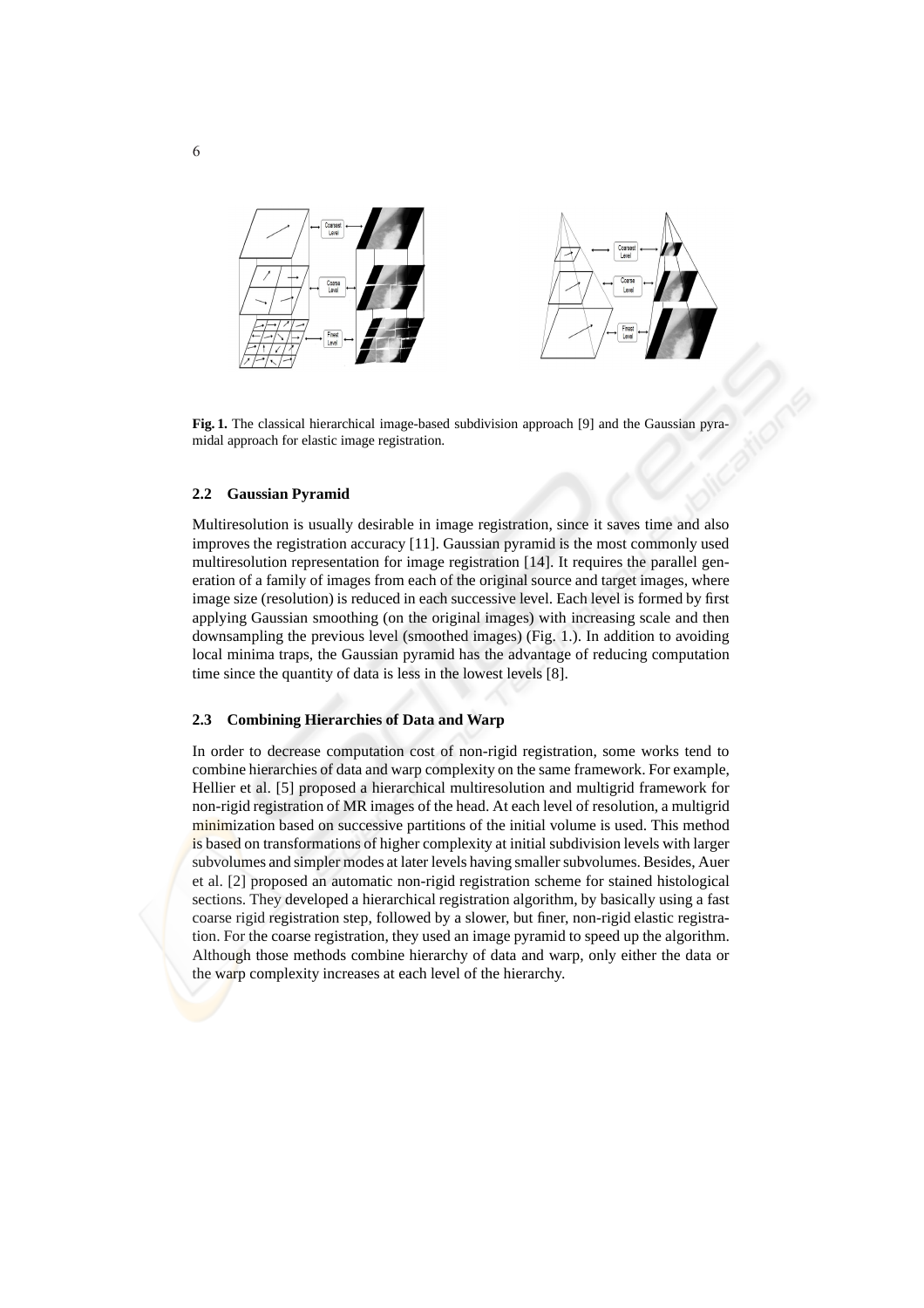**Fig. 1.** The classical hierarchical image-based subdivision approach [9] and the Gaussian pyramidal approach for elastic image registration.

### 2.2 Gaussian Pyramid

Multiresolution is usually desirable in image registration, since it saves time and also improves the registration accuracy [11]. Gaussian pyramid is the most commonly used multiresolution representation for image registration [14]. It requires the parallel generation of a family of images from each of the original source and target images, where image size (resolution) is reduced in each successive level. Each level is formed by first applying Gaussian smoothing (on the original images) with increasing scale and then downsampling the previous level (smoothed images) (Fig. 1.). In addition to avoiding local minima traps, the Gaussian pyramid has the advantage of reducing computation time since the quantity of data is less in the lowest levels [8].

### 2.3 Combining Hierarchies of Data and Warp

In order to decrease computation cost of non-rigid registration, some works tend to combine hierarchies of data and warp complexity on the same framework. For example, Hellier et al. [5] proposed a hierarchical multiresolution and multigrid framework for non-rigid registration of MR images of the head. At each level of resolution, a multigrid minimization based on successive partitions of the initial volume is used. This method is based on transformations of higher complexity at initial subdivision levels with larger subvolumes and simpler modes at later levels having smaller subvolumes. Besides, Auer et al. [2] proposed an automatic non-rigid registration scheme for stained histological sections. They developed a hierarchical registration algorithm, by basically using a fast coarse rigid registration step, followed by a slower, but finer, non-rigid elastic registration. For the coarse registration, they used an image pyramid to speed up the algorithm. Although those methods combine hierarchy of data and warp, only either the data or the warp complexity increases at each level of the hierarchy.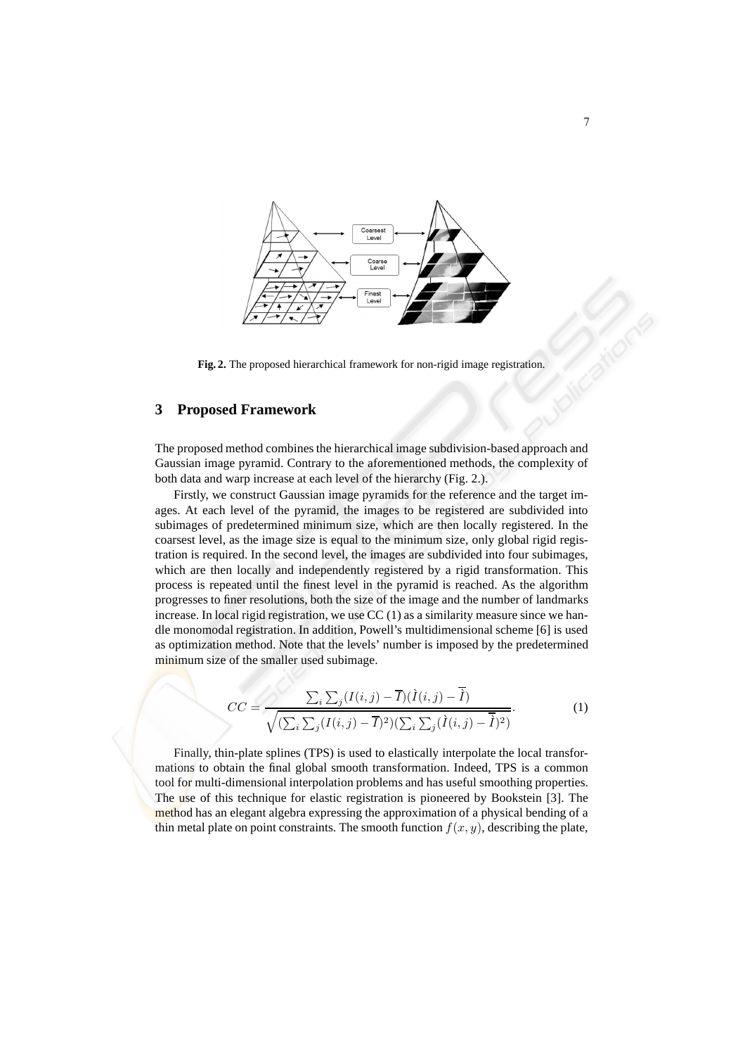Fig. 2. The proposed hierarchical framework for non-rigid image registration.

## 3 Proposed Framework

The proposed method combines the hierarchical image subdivision-based approach and Gaussian image pyramid. Contrary to the aforementioned methods, the complexity of both data and warp increase at each level of the hierarchy (Fig. 2.).

Firstly, we construct Gaussian image pyramids for the reference and the target images. At each level of the pyramid, the images to be registered are subdivided into subimages of predetermined minimum size, which are then locally registered. In the coarsest level, as the image size is equal to the minimum size, only global rigid registration is required. In the second level, the images are subdivided into four subimages, which are then locally and independently registered by a rigid transformation. This process is repeated until the finest level in the pyramid is reached. As the algorithm progresses to finer resolutions, both the size of the image and the number of landmarks increase. In local rigid registration, we use CC (1) as a similarity measure since we handle monomodal registration. In addition, Powell's multidimensional scheme [6] is used as optimization method. Note that the levels' number is imposed by the predetermined minimum size of the smaller used subimage.

$$CC = \frac{\sum_i \sum_j (I(i,j) - \overline{I})(\grave{I}(i,j) - \overline{\grave{I}})}{\sqrt{(\sum_i \sum_j (I(i,j) - \overline{I})^2)(\sum_i \sum_j (\grave{I}(i,j) - \overline{\grave{I}})^2)}}. \quad (1)$$

Finally, thin-plate splines (TPS) is used to elastically interpolate the local transformations to obtain the final global smooth transformation. Indeed, TPS is a common tool for multi-dimensional interpolation problems and has useful smoothing properties. The use of this technique for elastic registration is pioneered by Bookstein [3]. The method has an elegant algebra expressing the approximation of a physical bending of a thin metal plate on point constraints. The smooth function $f(x, y)$, describing the plate,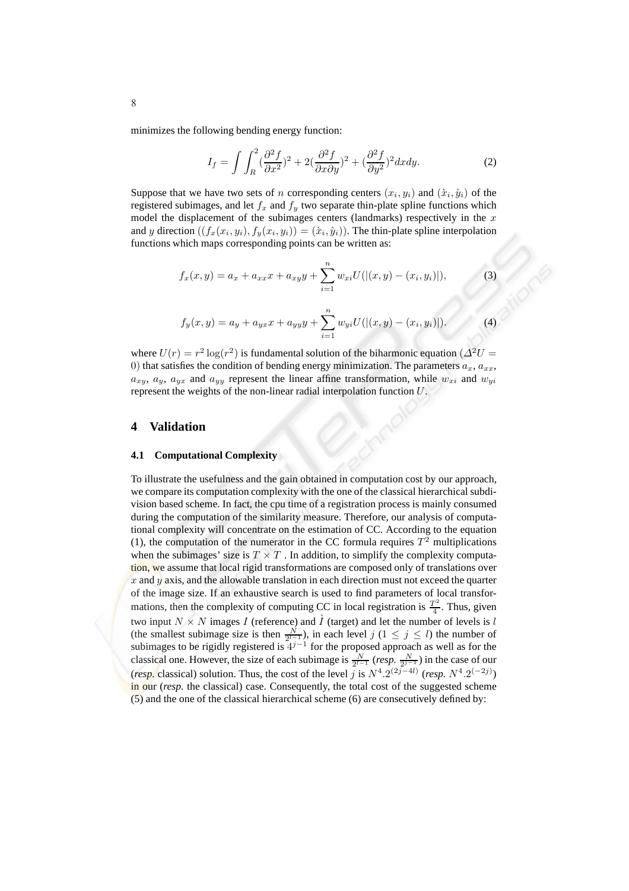minimizes the following bending energy function:

$$I_f = \int \int_R^2 (\frac{\partial^2 f}{\partial x^2})^2 + 2(\frac{\partial^2 f}{\partial x \partial y})^2 + (\frac{\partial^2 f}{\partial y^2})^2 dxdy. \quad (2)$$

Suppose that we have two sets of $n$ corresponding centers $(x_i, y_i)$ and $(\grave{x}_i, \grave{y}_i)$ of the registered subimages, and let $f_x$ and $f_y$ two separate thin-plate spline functions which model the displacement of the subimages centers (landmarks) respectively in the $x$ and $y$ direction $((f_x(x_i, y_i), f_y(x_i, y_i)) = (\grave{x}_i, \grave{y}_i))$. The thin-plate spline interpolation functions which maps corresponding points can be written as:

$$f_x(x, y) = a_x + a_{xx}x + a_{xy}y + \sum_{i=1}^{n} w_{xi} U(|(x, y) - (x_i, y_i)|), \quad (3)$$

$$f_y(x, y) = a_y + a_{yx}x + a_{yy}y + \sum_{i=1}^{n} w_{yi} U(|(x, y) - (x_i, y_i)|). \quad (4)$$

where $U(r) = r^2 \log(r^2)$ is fundamental solution of the biharmonic equation ($\Delta^2 U = 0$) that satisfies the condition of bending energy minimization. The parameters $a_x$, $a_{xx}$, $a_{xy}$, $a_y$, $a_{yx}$ and $a_{yy}$ represent the linear affine transformation, while $w_{xi}$ and $w_{yi}$ represent the weights of the non-linear radial interpolation function $U$.

# 4 Validation

## 4.1 Computational Complexity

To illustrate the usefulness and the gain obtained in computation cost by our approach, we compare its computation complexity with the one of the classical hierarchical subdivision based scheme. In fact, the cpu time of a registration process is mainly consumed during the computation of the similarity measure. Therefore, our analysis of computational complexity will concentrate on the estimation of CC. According to the equation (1), the computation of the numerator in the CC formula requires $T^2$ multiplications when the subimages' size is $T \times T$ . In addition, to simplify the complexity computation, we assume that local rigid transformations are composed only of translations over $x$ and $y$ axis, and the allowable translation in each direction must not exceed the quarter of the image size. If an exhaustive search is used to find parameters of local transformations, then the complexity of computing CC in local registration is $\frac{T^2}{4}$. Thus, given two input $N \times N$ images $I$ (reference) and $\grave{I}$ (target) and let the number of levels is $l$ (the smallest subimage size is then $\frac{N}{2^{l-1}}$), in each level $j$ ($1 \leq j \leq l$) the number of subimages to be rigidly registered is $4^{j-1}$ for the proposed approach as well as for the classical one. However, the size of each subimage is $\frac{N}{2^{l-1}}$ (*resp.* $\frac{N}{2^{j-1}}$) in the case of our (*resp.* classical) solution. Thus, the cost of the level $j$ is $N^4.2^{(2j-4l)}$ (*resp.* $N^4.2^{(-2j)}$) in our (*resp.* the classical) case. Consequently, the total cost of the suggested scheme (5) and the one of the classical hierarchical scheme (6) are consecutively defined by: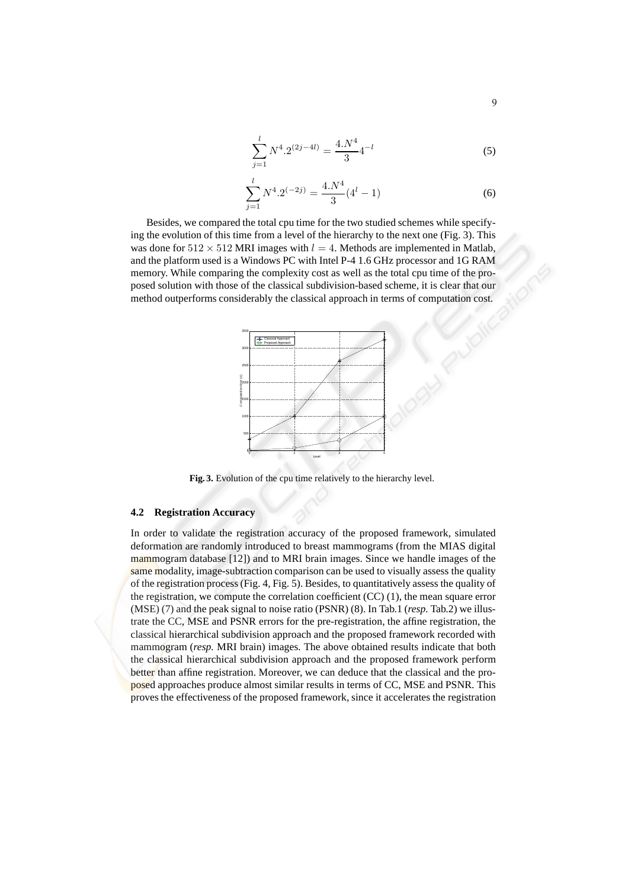$$\sum_{j=1}^{l} N^4.2^{(2j-4l)} = \frac{4.N^4}{3}4^{-l} \tag{5}$$

$$\sum_{j=1}^{l} N^4.2^{(-2j)} = \frac{4.N^4}{3}(4^l - 1) \tag{6}$$

Besides, we compared the total cpu time for the two studied schemes while specifying the evolution of this time from a level of the hierarchy to the next one (Fig. 3). This was done for $512 \times 512$ MRI images with $l = 4$. Methods are implemented in Matlab, and the platform used is a Windows PC with Intel P-4 1.6 GHz processor and 1G RAM memory. While comparing the complexity cost as well as the total cpu time of the proposed solution with those of the classical subdivision-based scheme, it is clear that our method outperforms considerably the classical approach in terms of computation cost.

**Fig. 3.** Evolution of the cpu time relatively to the hierarchy level.

### 4.2 Registration Accuracy

In order to validate the registration accuracy of the proposed framework, simulated deformation are randomly introduced to breast mammograms (from the MIAS digital mammogram database [12]) and to MRI brain images. Since we handle images of the same modality, image-subtraction comparison can be used to visually assess the quality of the registration process (Fig. 4, Fig. 5). Besides, to quantitatively assess the quality of the registration, we compute the correlation coefficient (CC) (1), the mean square error (MSE) (7) and the peak signal to noise ratio (PSNR) (8). In Tab.1 (*resp.* Tab.2) we illustrate the CC, MSE and PSNR errors for the pre-registration, the affine registration, the classical hierarchical subdivision approach and the proposed framework recorded with mammogram (*resp.* MRI brain) images. The above obtained results indicate that both the classical hierarchical subdivision approach and the proposed framework perform better than affine registration. Moreover, we can deduce that the classical and the proposed approaches produce almost similar results in terms of CC, MSE and PSNR. This proves the effectiveness of the proposed framework, since it accelerates the registration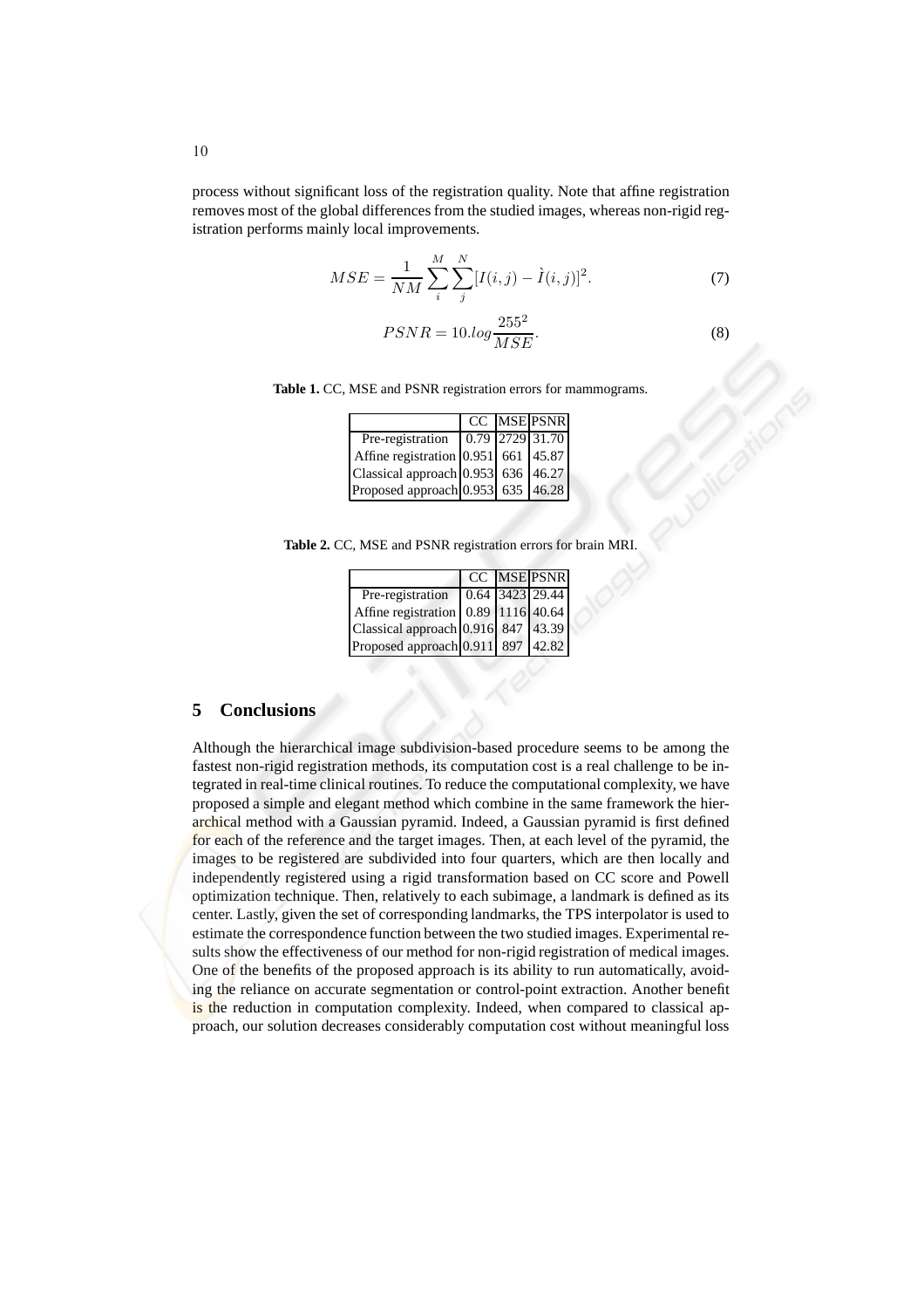process without significant loss of the registration quality. Note that affine registration removes most of the global differences from the studied images, whereas non-rigid registration performs mainly local improvements.

$$MSE = \frac{1}{NM} \sum_{i}^{M} \sum_{j}^{N} [I(i,j) - \grave{I}(i,j)]^2. \tag{7}$$

$$PSNR = 10.log \frac{255^2}{MSE}. \tag{8}$$

**Table 1.** CC, MSE and PSNR registration errors for mammograms.

| | CC | MSE | PSNR |
|---|---|---|---|
| Pre-registration | 0.79 | 2729 | 31.70 |
| Affine registration | 0.951 | 661 | 45.87 |
| Classical approach | 0.953 | 636 | 46.27 |
| Proposed approach | 0.953 | 635 | 46.28 |

**Table 2.** CC, MSE and PSNR registration errors for brain MRI.

| | CC | MSE | PSNR |
|---|---|---|---|
| Pre-registration | 0.64 | 3423 | 29.44 |
| Affine registration | 0.89 | 1116 | 40.64 |
| Classical approach | 0.916 | 847 | 43.39 |
| Proposed approach | 0.911 | 897 | 42.82 |

## 5 Conclusions

Although the hierarchical image subdivision-based procedure seems to be among the fastest non-rigid registration methods, its computation cost is a real challenge to be integrated in real-time clinical routines. To reduce the computational complexity, we have proposed a simple and elegant method which combine in the same framework the hierarchical method with a Gaussian pyramid. Indeed, a Gaussian pyramid is first defined for each of the reference and the target images. Then, at each level of the pyramid, the images to be registered are subdivided into four quarters, which are then locally and independently registered using a rigid transformation based on CC score and Powell optimization technique. Then, relatively to each subimage, a landmark is defined as its center. Lastly, given the set of corresponding landmarks, the TPS interpolator is used to estimate the correspondence function between the two studied images. Experimental results show the effectiveness of our method for non-rigid registration of medical images. One of the benefits of the proposed approach is its ability to run automatically, avoiding the reliance on accurate segmentation or control-point extraction. Another benefit is the reduction in computation complexity. Indeed, when compared to classical approach, our solution decreases considerably computation cost without meaningful loss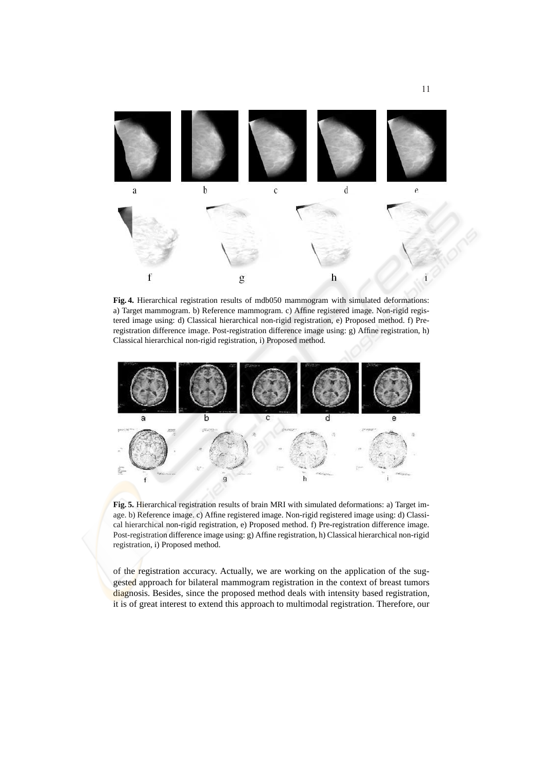**Fig. 4.** Hierarchical registration results of mdb050 mammogram with simulated deformations: a) Target mammogram. b) Reference mammogram. c) Affine registered image. Non-rigid registered image using: d) Classical hierarchical non-rigid registration, e) Proposed method. f) Pre-registration difference image. Post-registration difference image using: g) Affine registration, h) Classical hierarchical non-rigid registration, i) Proposed method.

**Fig. 5.** Hierarchical registration results of brain MRI with simulated deformations: a) Target image. b) Reference image. c) Affine registered image. Non-rigid registered image using: d) Classical hierarchical non-rigid registration, e) Proposed method. f) Pre-registration difference image. Post-registration difference image using: g) Affine registration, h) Classical hierarchical non-rigid registration, i) Proposed method.

of the registration accuracy. Actually, we are working on the application of the suggested approach for bilateral mammogram registration in the context of breast tumors diagnosis. Besides, since the proposed method deals with intensity based registration, it is of great interest to extend this approach to multimodal registration. Therefore, our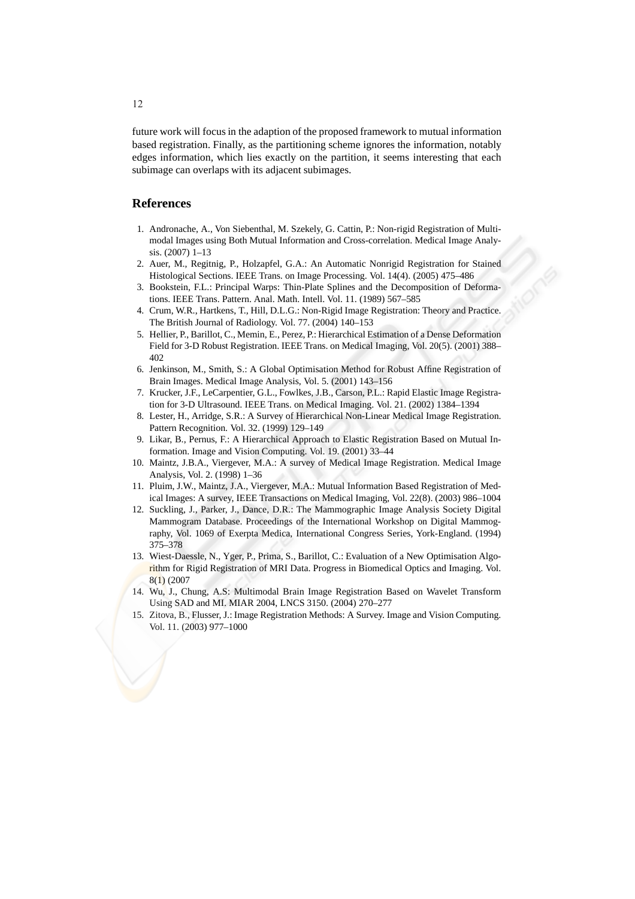future work will focus in the adaption of the proposed framework to mutual information based registration. Finally, as the partitioning scheme ignores the information, notably edges information, which lies exactly on the partition, it seems interesting that each subimage can overlaps with its adjacent subimages.

## References

1. Andronache, A., Von Siebenthal, M. Szekely, G. Cattin, P.: Non-rigid Registration of Multi-modal Images using Both Mutual Information and Cross-correlation. Medical Image Analysis. (2007) 1–13
2. Auer, M., Regitnig, P., Holzapfel, G.A.: An Automatic Nonrigid Registration for Stained Histological Sections. IEEE Trans. on Image Processing. Vol. 14(4). (2005) 475–486
3. Bookstein, F.L.: Principal Warps: Thin-Plate Splines and the Decomposition of Deformations. IEEE Trans. Pattern. Anal. Math. Intell. Vol. 11. (1989) 567–585
4. Crum, W.R., Hartkens, T., Hill, D.L.G.: Non-Rigid Image Registration: Theory and Practice. The British Journal of Radiology. Vol. 77. (2004) 140–153
5. Hellier, P., Barillot, C., Memin, E., Perez, P.: Hierarchical Estimation of a Dense Deformation Field for 3-D Robust Registration. IEEE Trans. on Medical Imaging, Vol. 20(5). (2001) 388–402
6. Jenkinson, M., Smith, S.: A Global Optimisation Method for Robust Affine Registration of Brain Images. Medical Image Analysis, Vol. 5. (2001) 143–156
7. Krucker, J.F., LeCarpentier, G.L., Fowlkes, J.B., Carson, P.L.: Rapid Elastic Image Registration for 3-D Ultrasound. IEEE Trans. on Medical Imaging. Vol. 21. (2002) 1384–1394
8. Lester, H., Arridge, S.R.: A Survey of Hierarchical Non-Linear Medical Image Registration. Pattern Recognition. Vol. 32. (1999) 129–149
9. Likar, B., Pernus, F.: A Hierarchical Approach to Elastic Registration Based on Mutual Information. Image and Vision Computing. Vol. 19. (2001) 33–44
10. Maintz, J.B.A., Viergever, M.A.: A survey of Medical Image Registration. Medical Image Analysis, Vol. 2. (1998) 1–36
11. Pluim, J.W., Maintz, J.A., Viergever, M.A.: Mutual Information Based Registration of Medical Images: A survey, IEEE Transactions on Medical Imaging, Vol. 22(8). (2003) 986–1004
12. Suckling, J., Parker, J., Dance, D.R.: The Mammographic Image Analysis Society Digital Mammogram Database. Proceedings of the International Workshop on Digital Mammography, Vol. 1069 of Exerpta Medica, International Congress Series, York-England. (1994) 375–378
13. Wiest-Daessle, N., Yger, P., Prima, S., Barillot, C.: Evaluation of a New Optimisation Algorithm for Rigid Registration of MRI Data. Progress in Biomedical Optics and Imaging. Vol. 8(1) (2007
14. Wu, J., Chung, A.S: Multimodal Brain Image Registration Based on Wavelet Transform Using SAD and MI. MIAR 2004, LNCS 3150. (2004) 270–277
15. Zitova, B., Flusser, J.: Image Registration Methods: A Survey. Image and Vision Computing. Vol. 11. (2003) 977–1000